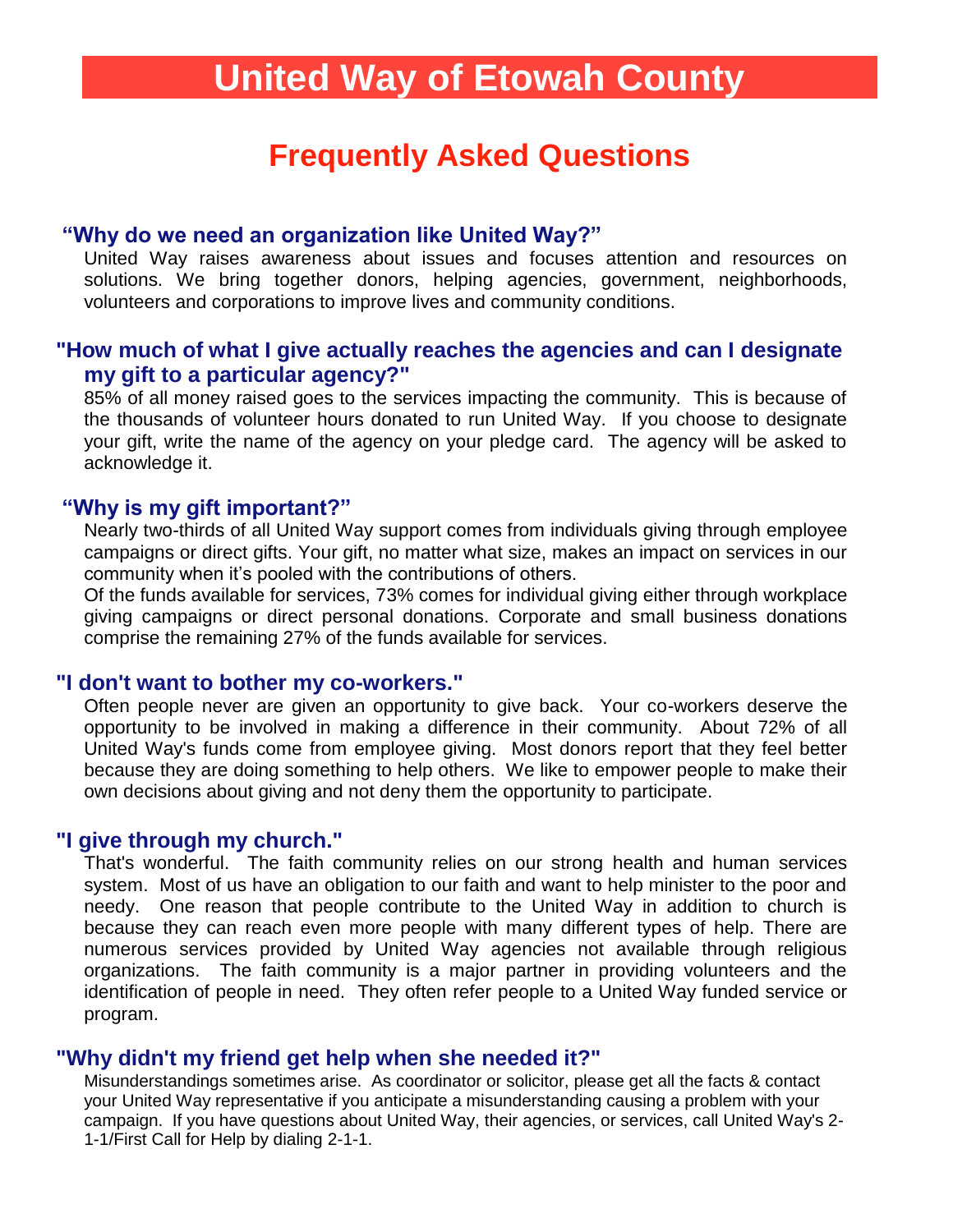# United Way of Etowah County

## Frequently Asked Questions

### "Why do we need an organization like United Way?"

United Way raises awareness about issues and focuses attention and resources on solutions. We bring together donors, helping agencies, government, neighborhoods, volunteers and corporations to improve lives and community conditions.

### "How much of what I give actually reaches the agencies and can I designate my gift to a particular agency?"

85% of all money raised goes to the services impacting the community. This is because of the thousands of volunteer hours donated to run United Way. If you choose to designate your gift, write the name of the agency on your pledge card. The agency will be asked to acknowledge it.

### "Why is my gift important?"

Nearly two-thirds of all United Way support comes from individuals giving through employee campaigns or direct gifts. Your gift, no matter what size, makes an impact on services in our community when it's pooled with the contributions of others.

Of the funds available for services, 73% comes for individual giving either through workplace giving campaigns or direct personal donations. Corporate and small business donations comprise the remaining 27% of the funds available for services.

### "I don't want to bother my co-workers."

Often people never are given an opportunity to give back. Your co-workers deserve the opportunity to be involved in making a difference in their community. About 72% of all United Way's funds come from employee giving. Most donors report that they feel better because they are doing something to help others. We like to empower people to make their own decisions about giving and not deny them the opportunity to participate.

### "I give through my church."

That's wonderful. The faith community relies on our strong health and human services system. Most of us have an obligation to our faith and want to help minister to the poor and needy. One reason that people contribute to the United Way in addition to church is because they can reach even more people with many different types of help. There are numerous services provided by United Way agencies not available through religious organizations. The faith community is a major partner in providing volunteers and the identification of people in need. They often refer people to a United Way funded service or program.

### "Why didn't my friend get help when she needed it?"

Misunderstandings sometimes arise. As coordinator or solicitor, please get all the facts & contact your United Way representative if you anticipate a misunderstanding causing a problem with your campaign. If you have questions about United Way, their agencies, or services, call United Way's 2-1-1/First Call for Help by dialing 2-1-1.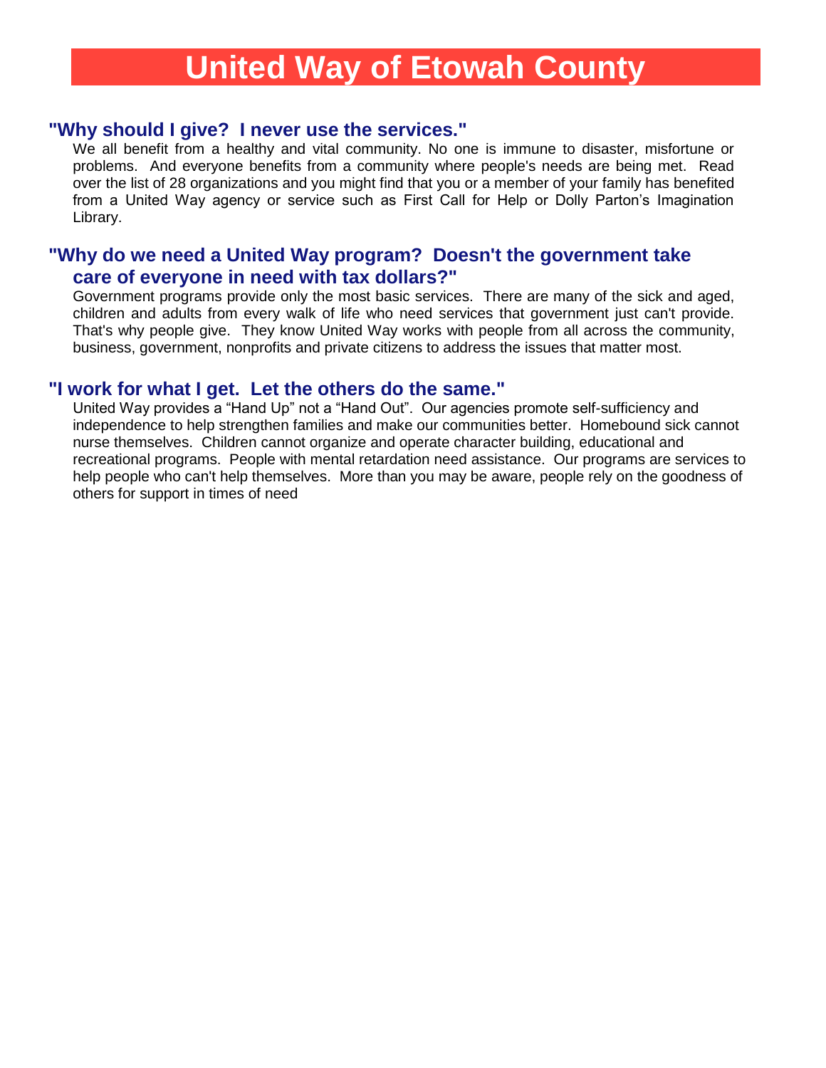# United Way of Etowah County

## "Why should I give? I never use the services."

We all benefit from a healthy and vital community. No one is immune to disaster, misfortune or problems. And everyone benefits from a community where people's needs are being met. Read over the list of 28 organizations and you might find that you or a member of your family has benefited from a United Way agency or service such as First Call for Help or Dolly Parton's Imagination Library.

## "Why do we need a United Way program? Doesn't the government take care of everyone in need with tax dollars?"

Government programs provide only the most basic services. There are many of the sick and aged, children and adults from every walk of life who need services that government just can't provide. That's why people give. They know United Way works with people from all across the community, business, government, nonprofits and private citizens to address the issues that matter most.

## "I work for what I get. Let the others do the same."

United Way provides a "Hand Up" not a "Hand Out". Our agencies promote self-sufficiency and independence to help strengthen families and make our communities better. Homebound sick cannot nurse themselves. Children cannot organize and operate character building, educational and recreational programs. People with mental retardation need assistance. Our programs are services to help people who can't help themselves. More than you may be aware, people rely on the goodness of others for support in times of need